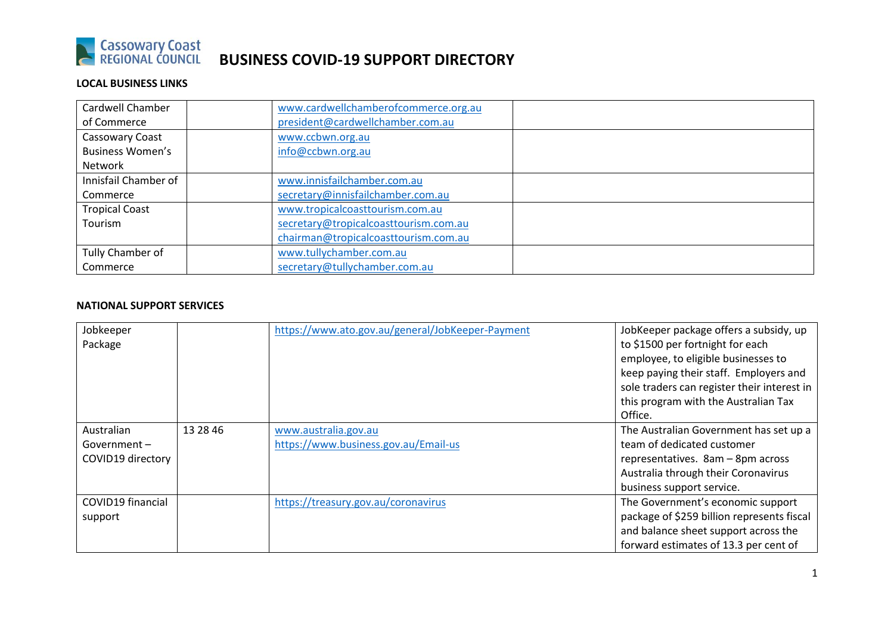# BUSINESS COVID-19 SUPPORT DIRECTORY

**LOCAL BUSINESS LINKS**

| | | | |
|---|---|---|---|
| Cardwell Chamber of Commerce | | www.cardwellchamberofcommerce.org.au<br>president@cardwellchamber.com.au | |
| Cassowary Coast Business Women's Network | | www.ccbwn.org.au<br>info@ccbwn.org.au | |
| Innisfail Chamber of Commerce | | www.innisfailchamber.com.au<br>secretary@innisfailchamber.com.au | |
| Tropical Coast Tourism | | www.tropicalcoasttourism.com.au<br>secretary@tropicalcoasttourism.com.au<br>chairman@tropicalcoasttourism.com.au | |
| Tully Chamber of Commerce | | www.tullychamber.com.au<br>secretary@tullychamber.com.au | |

**NATIONAL SUPPORT SERVICES**

| | | | |
|---|---|---|---|
| Jobkeeper Package | | https://www.ato.gov.au/general/JobKeeper-Payment | JobKeeper package offers a subsidy, up to $1500 per fortnight for each employee, to eligible businesses to keep paying their staff. Employers and sole traders can register their interest in this program with the Australian Tax Office. |
| Australian Government – COVID19 directory | 13 28 46 | www.australia.gov.au<br>https://www.business.gov.au/Email-us | The Australian Government has set up a team of dedicated customer representatives. 8am – 8pm across Australia through their Coronavirus business support service. |
| COVID19 financial support | | https://treasury.gov.au/coronavirus | The Government's economic support package of $259 billion represents fiscal and balance sheet support across the forward estimates of 13.3 per cent of |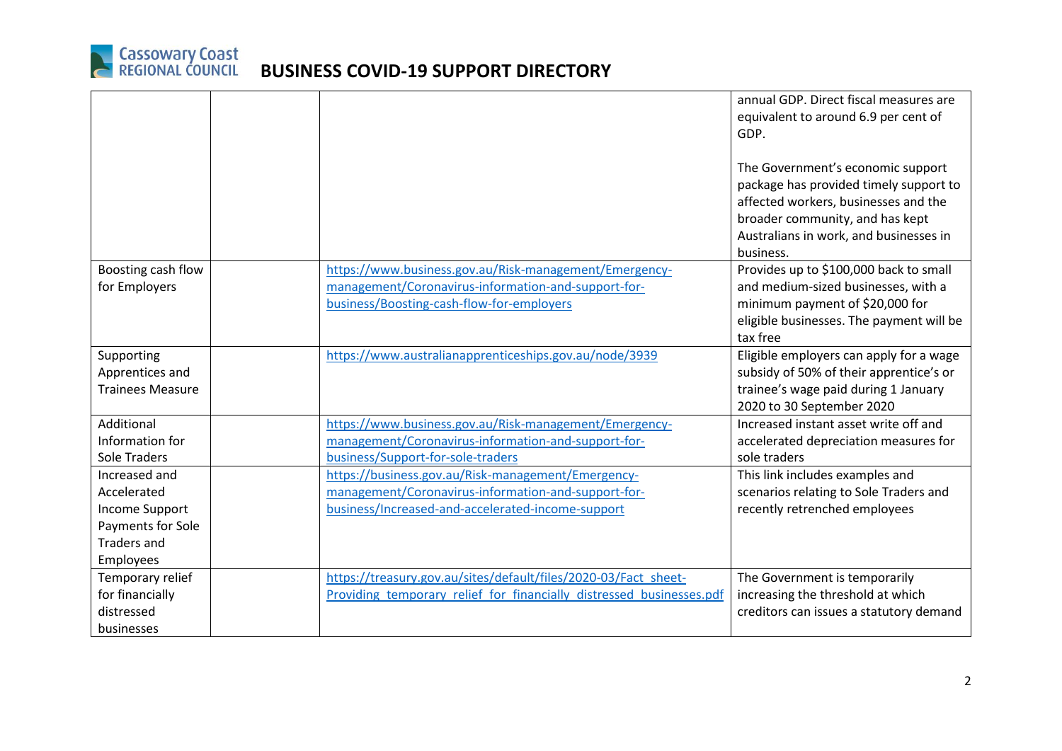| | | | |
|---|---|---|---|
| | | | annual GDP. Direct fiscal measures are equivalent to around 6.9 per cent of GDP.<br><br>The Government's economic support package has provided timely support to affected workers, businesses and the broader community, and has kept Australians in work, and businesses in business. |
| Boosting cash flow for Employers | | [https://www.business.gov.au/Risk-management/Emergency-management/Coronavirus-information-and-support-for-business/Boosting-cash-flow-for-employers](https://www.business.gov.au/Risk-management/Emergency-management/Coronavirus-information-and-support-for-business/Boosting-cash-flow-for-employers) | Provides up to $100,000 back to small and medium-sized businesses, with a minimum payment of $20,000 for eligible businesses. The payment will be tax free |
| Supporting Apprentices and Trainees Measure | | [https://www.australianapprenticeships.gov.au/node/3939](https://www.australianapprenticeships.gov.au/node/3939) | Eligible employers can apply for a wage subsidy of 50% of their apprentice's or trainee's wage paid during 1 January 2020 to 30 September 2020 |
| Additional Information for Sole Traders | | [https://www.business.gov.au/Risk-management/Emergency-management/Coronavirus-information-and-support-for-business/Support-for-sole-traders](https://www.business.gov.au/Risk-management/Emergency-management/Coronavirus-information-and-support-for-business/Support-for-sole-traders) | Increased instant asset write off and accelerated depreciation measures for sole traders |
| Increased and Accelerated Income Support Payments for Sole Traders and Employees | | [https://business.gov.au/Risk-management/Emergency-management/Coronavirus-information-and-support-for-business/Increased-and-accelerated-income-support](https://business.gov.au/Risk-management/Emergency-management/Coronavirus-information-and-support-for-business/Increased-and-accelerated-income-support) | This link includes examples and scenarios relating to Sole Traders and recently retrenched employees |
| Temporary relief for financially distressed businesses | | [https://treasury.gov.au/sites/default/files/2020-03/Fact_sheet-Providing_temporary_relief_for_financially_distressed_businesses.pdf](https://treasury.gov.au/sites/default/files/2020-03/Fact_sheet-Providing_temporary_relief_for_financially_distressed_businesses.pdf) | The Government is temporarily increasing the threshold at which creditors can issues a statutory demand |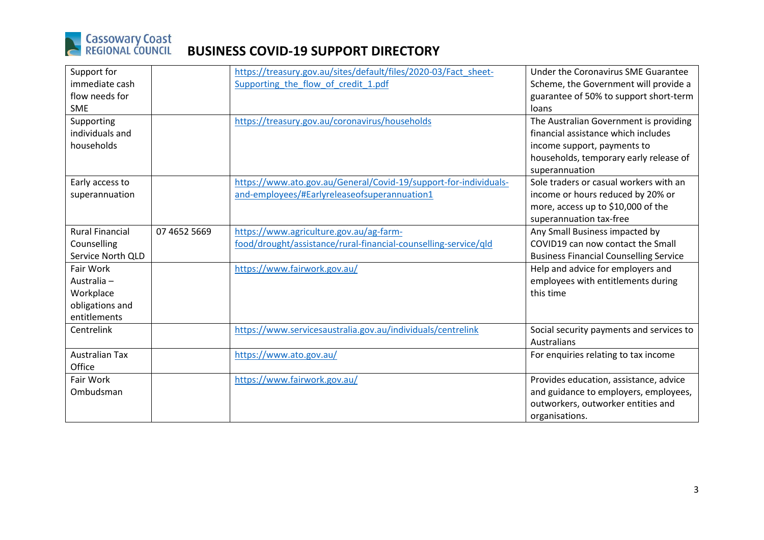# BUSINESS COVID-19 SUPPORT DIRECTORY

| | | | |
|---|---|---|---|
| Support for immediate cash flow needs for SME | | https://treasury.gov.au/sites/default/files/2020-03/Fact_sheet-Supporting_the_flow_of_credit_1.pdf | Under the Coronavirus SME Guarantee Scheme, the Government will provide a guarantee of 50% to support short-term loans |
| Supporting individuals and households | | https://treasury.gov.au/coronavirus/households | The Australian Government is providing financial assistance which includes income support, payments to households, temporary early release of superannuation |
| Early access to superannuation | | https://www.ato.gov.au/General/Covid-19/support-for-individuals-and-employees/#Earlyreleaseofsuperannuation1 | Sole traders or casual workers with an income or hours reduced by 20% or more, access up to $10,000 of the superannuation tax-free |
| Rural Financial Counselling Service North QLD | 07 4652 5669 | https://www.agriculture.gov.au/ag-farm-food/drought/assistance/rural-financial-counselling-service/qld | Any Small Business impacted by COVID19 can now contact the Small Business Financial Counselling Service |
| Fair Work Australia – Workplace obligations and entitlements | | https://www.fairwork.gov.au/ | Help and advice for employers and employees with entitlements during this time |
| Centrelink | | https://www.servicesaustralia.gov.au/individuals/centrelink | Social security payments and services to Australians |
| Australian Tax Office | | https://www.ato.gov.au/ | For enquiries relating to tax income |
| Fair Work Ombudsman | | https://www.fairwork.gov.au/ | Provides education, assistance, advice and guidance to employers, employees, outworkers, outworker entities and organisations. |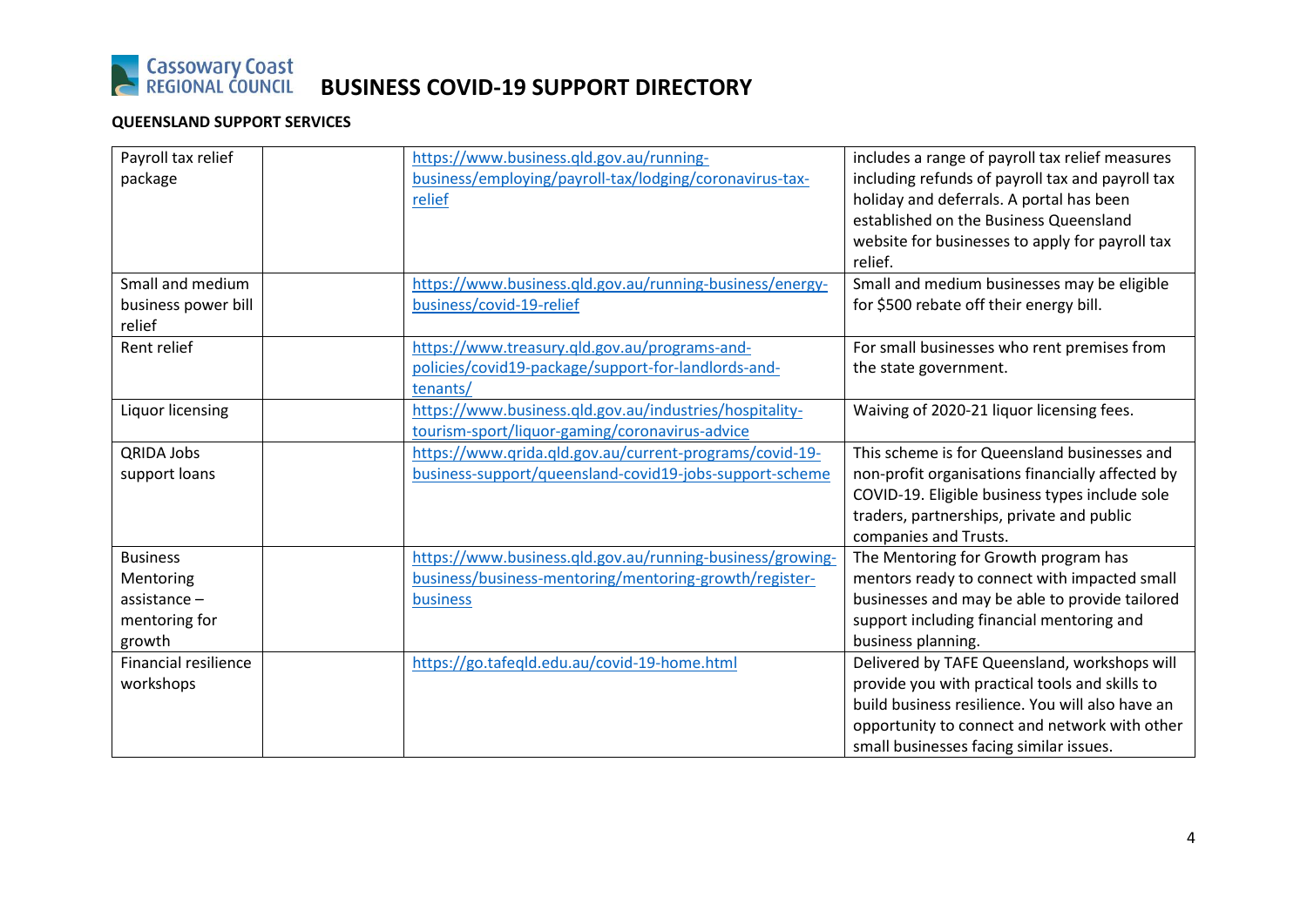# BUSINESS COVID-19 SUPPORT DIRECTORY

**QUEENSLAND SUPPORT SERVICES**

| | | | |
|---|---|---|---|
| Payroll tax relief package | | https://www.business.qld.gov.au/running-business/employing/payroll-tax/lodging/coronavirus-tax-relief | includes a range of payroll tax relief measures including refunds of payroll tax and payroll tax holiday and deferrals. A portal has been established on the Business Queensland website for businesses to apply for payroll tax relief. |
| Small and medium business power bill relief | | https://www.business.qld.gov.au/running-business/energy-business/covid-19-relief | Small and medium businesses may be eligible for $500 rebate off their energy bill. |
| Rent relief | | https://www.treasury.qld.gov.au/programs-and-policies/covid19-package/support-for-landlords-and-tenants/ | For small businesses who rent premises from the state government. |
| Liquor licensing | | https://www.business.qld.gov.au/industries/hospitality-tourism-sport/liquor-gaming/coronavirus-advice | Waiving of 2020-21 liquor licensing fees. |
| QRIDA Jobs support loans | | https://www.qrida.qld.gov.au/current-programs/covid-19-business-support/queensland-covid19-jobs-support-scheme | This scheme is for Queensland businesses and non-profit organisations financially affected by COVID-19. Eligible business types include sole traders, partnerships, private and public companies and Trusts. |
| Business Mentoring assistance – mentoring for growth | | https://www.business.qld.gov.au/running-business/growing-business/business-mentoring/mentoring-growth/register-business | The Mentoring for Growth program has mentors ready to connect with impacted small businesses and may be able to provide tailored support including financial mentoring and business planning. |
| Financial resilience workshops | | https://go.tafeqld.edu.au/covid-19-home.html | Delivered by TAFE Queensland, workshops will provide you with practical tools and skills to build business resilience. You will also have an opportunity to connect and network with other small businesses facing similar issues. |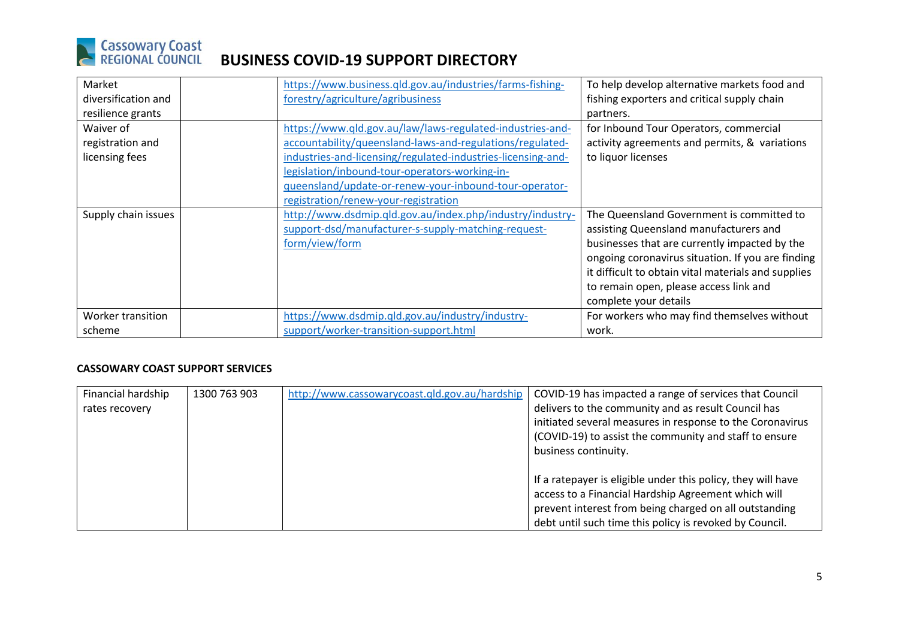| | | | |
|---|---|---|---|
| Market diversification and resilience grants | | https://www.business.qld.gov.au/industries/farms-fishing-forestry/agriculture/agribusiness | To help develop alternative markets food and fishing exporters and critical supply chain partners. |
| Waiver of registration and licensing fees | | https://www.qld.gov.au/law/laws-regulated-industries-and-accountability/queensland-laws-and-regulations/regulated-industries-and-licensing/regulated-industries-licensing-and-legislation/inbound-tour-operators-working-in-queensland/update-or-renew-your-inbound-tour-operator-registration/renew-your-registration | for Inbound Tour Operators, commercial activity agreements and permits, & variations to liquor licenses |
| Supply chain issues | | http://www.dsdmip.qld.gov.au/index.php/industry/industry-support-dsd/manufacturer-s-supply-matching-request-form/view/form | The Queensland Government is committed to assisting Queensland manufacturers and businesses that are currently impacted by the ongoing coronavirus situation. If you are finding it difficult to obtain vital materials and supplies to remain open, please access link and complete your details |
| Worker transition scheme | | https://www.dsdmip.qld.gov.au/industry/industry-support/worker-transition-support.html | For workers who may find themselves without work. |

**CASSOWARY COAST SUPPORT SERVICES**

| | | | |
|---|---|---|---|
| Financial hardship rates recovery | 1300 763 903 | http://www.cassowarycoast.qld.gov.au/hardship | COVID-19 has impacted a range of services that Council delivers to the community and as result Council has initiated several measures in response to the Coronavirus (COVID-19) to assist the community and staff to ensure business continuity.<br><br>If a ratepayer is eligible under this policy, they will have access to a Financial Hardship Agreement which will prevent interest from being charged on all outstanding debt until such time this policy is revoked by Council. |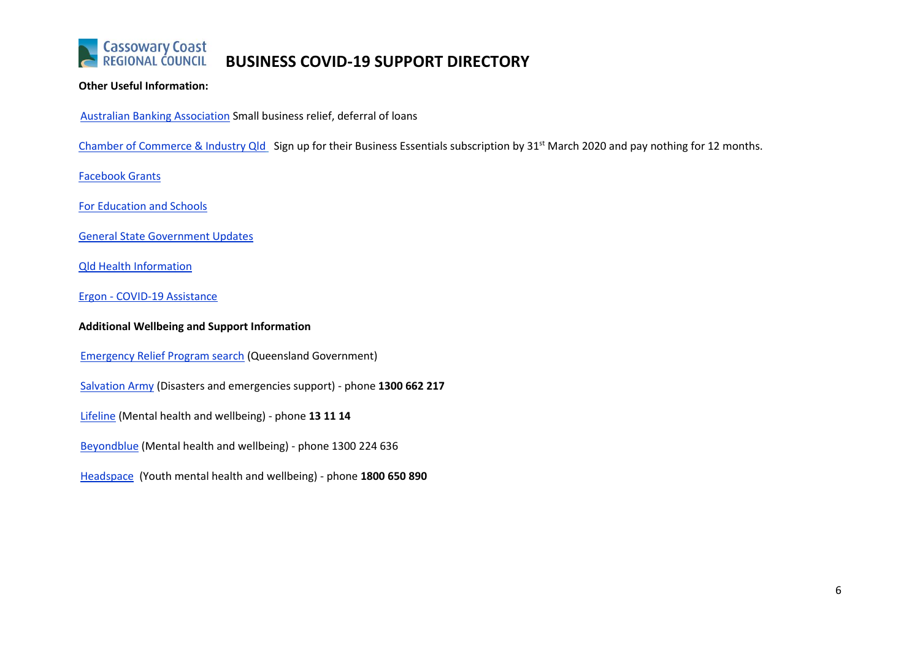# BUSINESS COVID-19 SUPPORT DIRECTORY

**Other Useful Information:**

Australian Banking Association Small business relief, deferral of loans

Chamber of Commerce & Industry Qld Sign up for their Business Essentials subscription by 31st March 2020 and pay nothing for 12 months.

Facebook Grants

For Education and Schools

General State Government Updates

Qld Health Information

Ergon - COVID-19 Assistance

**Additional Wellbeing and Support Information**

Emergency Relief Program search (Queensland Government)

Salvation Army (Disasters and emergencies support) - phone **1300 662 217**

Lifeline (Mental health and wellbeing) - phone **13 11 14**

Beyondblue (Mental health and wellbeing) - phone 1300 224 636

Headspace (Youth mental health and wellbeing) - phone **1800 650 890**